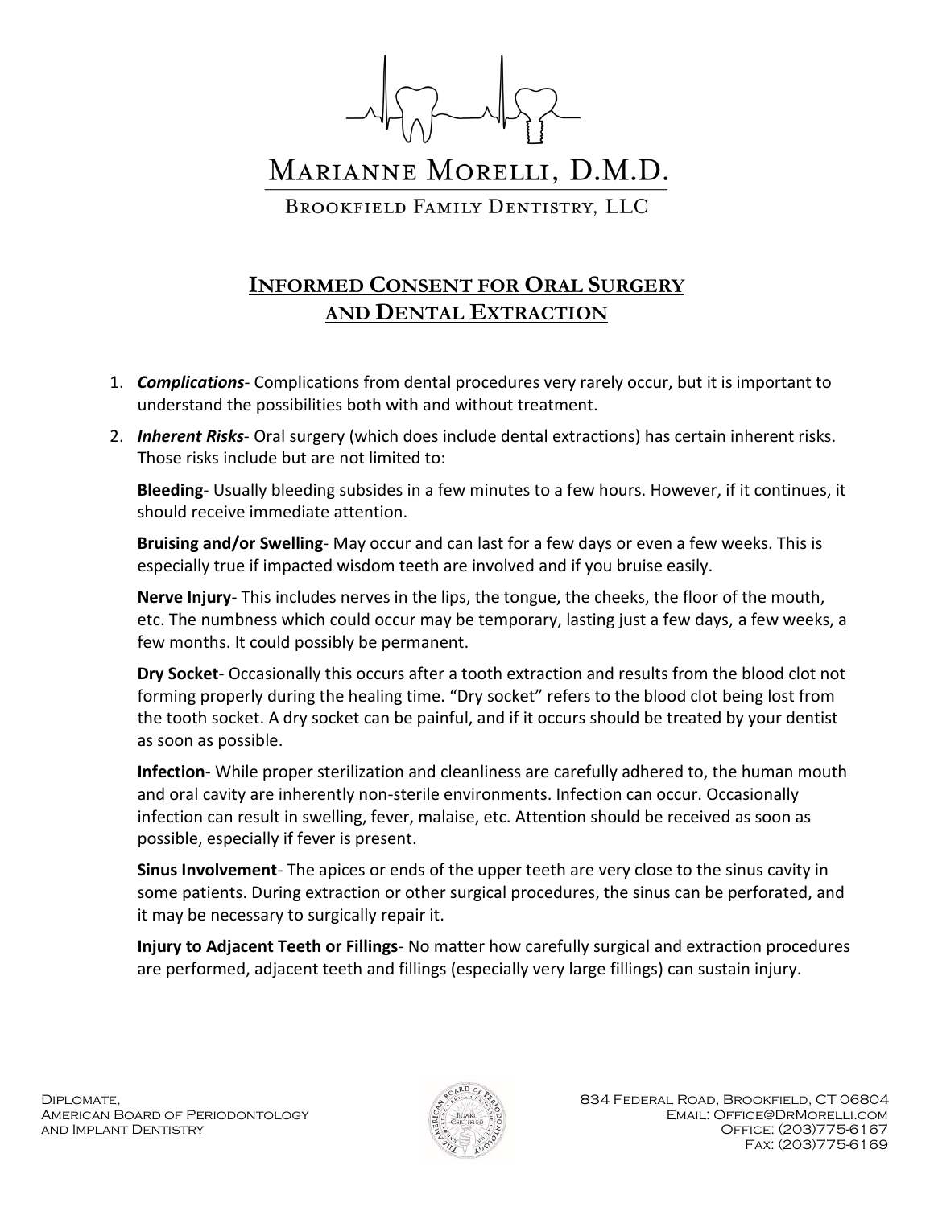# Marianne Morelli, D.M.D.

Brookfield Family Dentistry, LLC

## Informed Consent for Oral Surgery and Dental Extraction

1. ***Complications***- Complications from dental procedures very rarely occur, but it is important to understand the possibilities both with and without treatment.
2. ***Inherent Risks***- Oral surgery (which does include dental extractions) has certain inherent risks. Those risks include but are not limited to:

   **Bleeding**- Usually bleeding subsides in a few minutes to a few hours. However, if it continues, it should receive immediate attention.

   **Bruising and/or Swelling**- May occur and can last for a few days or even a few weeks. This is especially true if impacted wisdom teeth are involved and if you bruise easily.

   **Nerve Injury**- This includes nerves in the lips, the tongue, the cheeks, the floor of the mouth, etc. The numbness which could occur may be temporary, lasting just a few days, a few weeks, a few months. It could possibly be permanent.

   **Dry Socket**- Occasionally this occurs after a tooth extraction and results from the blood clot not forming properly during the healing time. "Dry socket" refers to the blood clot being lost from the tooth socket. A dry socket can be painful, and if it occurs should be treated by your dentist as soon as possible.

   **Infection**- While proper sterilization and cleanliness are carefully adhered to, the human mouth and oral cavity are inherently non-sterile environments. Infection can occur. Occasionally infection can result in swelling, fever, malaise, etc. Attention should be received as soon as possible, especially if fever is present.

   **Sinus Involvement**- The apices or ends of the upper teeth are very close to the sinus cavity in some patients. During extraction or other surgical procedures, the sinus can be perforated, and it may be necessary to surgically repair it.

   **Injury to Adjacent Teeth or Fillings**- No matter how carefully surgical and extraction procedures are performed, adjacent teeth and fillings (especially very large fillings) can sustain injury.

Diplomate,
American Board of Periodontology
and Implant Dentistry

834 Federal Road, Brookfield, CT 06804
Email: Office@DrMorelli.com
Office: (203)775-6167
Fax: (203)775-6169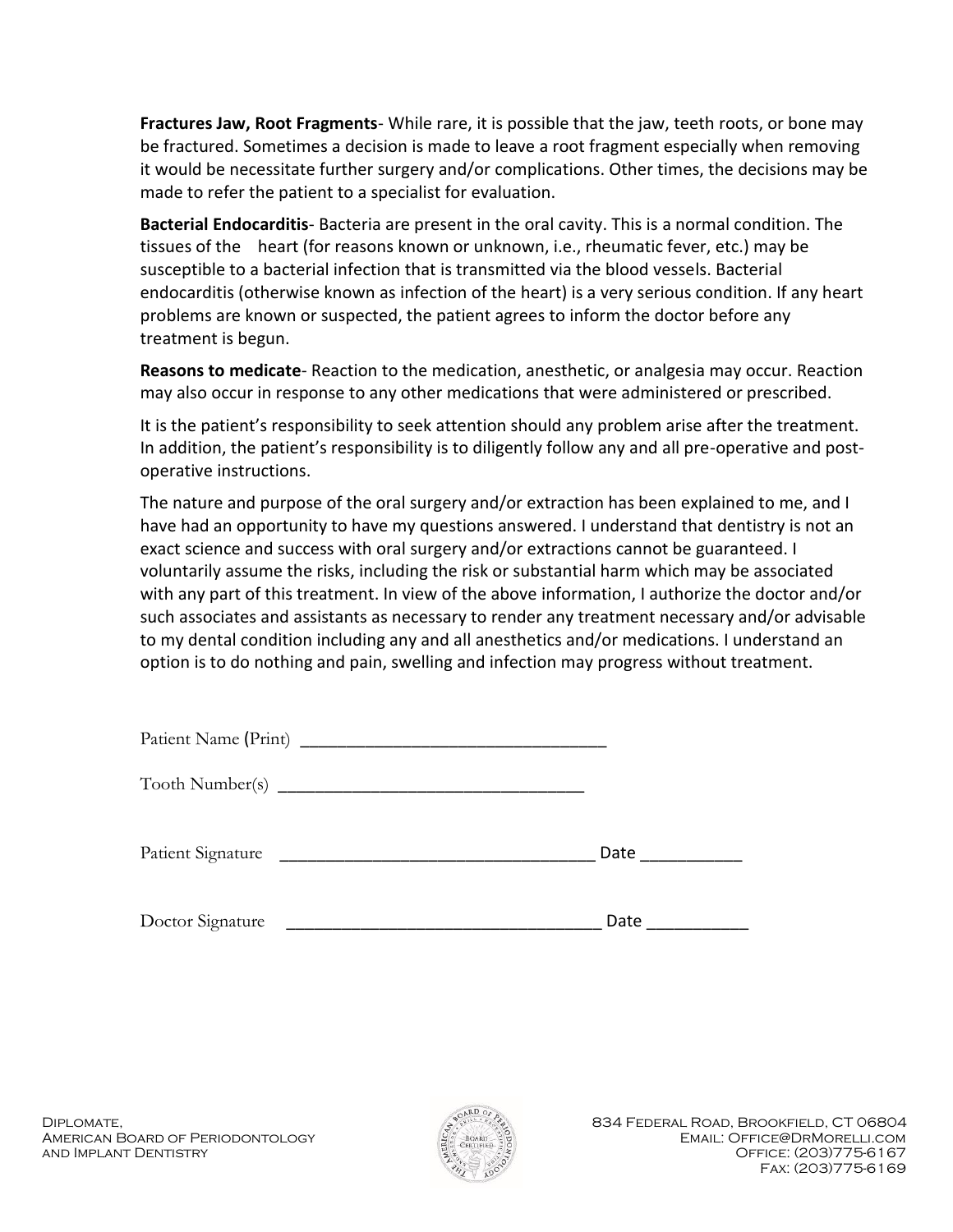**Fractures Jaw, Root Fragments**- While rare, it is possible that the jaw, teeth roots, or bone may be fractured. Sometimes a decision is made to leave a root fragment especially when removing it would be necessitate further surgery and/or complications. Other times, the decisions may be made to refer the patient to a specialist for evaluation.

**Bacterial Endocarditis**- Bacteria are present in the oral cavity. This is a normal condition. The tissues of the heart (for reasons known or unknown, i.e., rheumatic fever, etc.) may be susceptible to a bacterial infection that is transmitted via the blood vessels. Bacterial endocarditis (otherwise known as infection of the heart) is a very serious condition. If any heart problems are known or suspected, the patient agrees to inform the doctor before any treatment is begun.

**Reasons to medicate**- Reaction to the medication, anesthetic, or analgesia may occur. Reaction may also occur in response to any other medications that were administered or prescribed.

It is the patient's responsibility to seek attention should any problem arise after the treatment. In addition, the patient's responsibility is to diligently follow any and all pre-operative and post-operative instructions.

The nature and purpose of the oral surgery and/or extraction has been explained to me, and I have had an opportunity to have my questions answered. I understand that dentistry is not an exact science and success with oral surgery and/or extractions cannot be guaranteed. I voluntarily assume the risks, including the risk or substantial harm which may be associated with any part of this treatment. In view of the above information, I authorize the doctor and/or such associates and assistants as necessary to render any treatment necessary and/or advisable to my dental condition including any and all anesthetics and/or medications. I understand an option is to do nothing and pain, swelling and infection may progress without treatment.

Patient Name (Print) ________________________________

Tooth Number(s) ________________________________

Patient Signature ________________________________ Date __________

Doctor Signature ________________________________ Date __________

Diplomate,
American Board of Periodontology
and Implant Dentistry

834 Federal Road, Brookfield, CT 06804
Email: Office@DrMorelli.com
Office: (203)775-6167
Fax: (203)775-6169